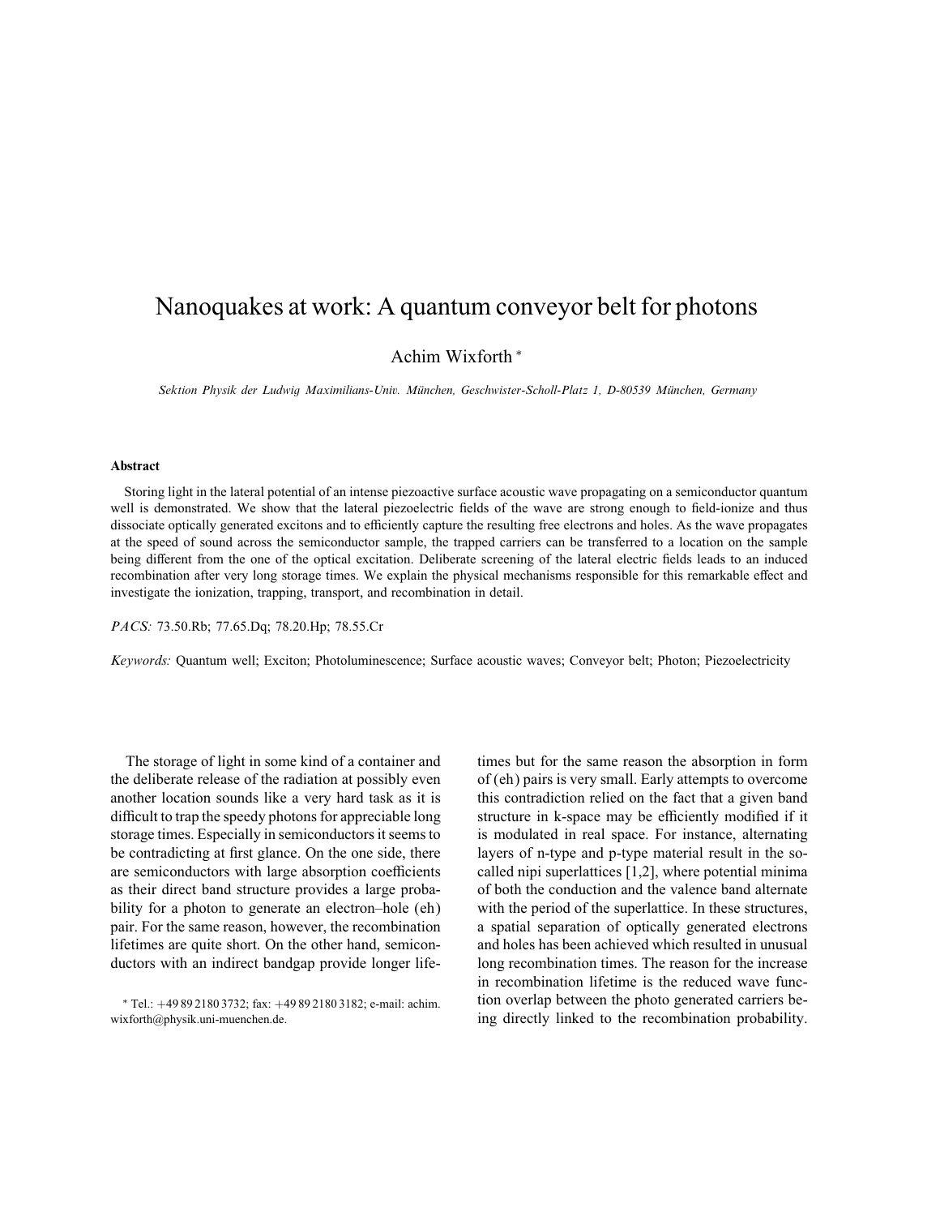# Nanoquakes at work: A quantum conveyor belt for photons

Achim Wixforth *

*Sektion Physik der Ludwig Maximilians-Univ. München, Geschwister-Scholl-Platz 1, D-80539 München, Germany*

## Abstract

Storing light in the lateral potential of an intense piezoactive surface acoustic wave propagating on a semiconductor quantum well is demonstrated. We show that the lateral piezoelectric fields of the wave are strong enough to field-ionize and thus dissociate optically generated excitons and to efficiently capture the resulting free electrons and holes. As the wave propagates at the speed of sound across the semiconductor sample, the trapped carriers can be transferred to a location on the sample being different from the one of the optical excitation. Deliberate screening of the lateral electric fields leads to an induced recombination after very long storage times. We explain the physical mechanisms responsible for this remarkable effect and investigate the ionization, trapping, transport, and recombination in detail.

*PACS:* 73.50.Rb; 77.65.Dq; 78.20.Hp; 78.55.Cr

*Keywords:* Quantum well; Exciton; Photoluminescence; Surface acoustic waves; Conveyor belt; Photon; Piezoelectricity

The storage of light in some kind of a container and the deliberate release of the radiation at possibly even another location sounds like a very hard task as it is difficult to trap the speedy photons for appreciable long storage times. Especially in semiconductors it seems to be contradicting at first glance. On the one side, there are semiconductors with large absorption coefficients as their direct band structure provides a large probability for a photon to generate an electron–hole (eh) pair. For the same reason, however, the recombination lifetimes are quite short. On the other hand, semiconductors with an indirect bandgap provide longer lifetimes but for the same reason the absorption in form of (eh) pairs is very small. Early attempts to overcome this contradiction relied on the fact that a given band structure in k-space may be efficiently modified if it is modulated in real space. For instance, alternating layers of n-type and p-type material result in the so-called nipi superlattices [1,2], where potential minima of both the conduction and the valence band alternate with the period of the superlattice. In these structures, a spatial separation of optically generated electrons and holes has been achieved which resulted in unusual long recombination times. The reason for the increase in recombination lifetime is the reduced wave function overlap between the photo generated carriers being directly linked to the recombination probability.

* Tel.: +49 89 2180 3732; fax: +49 89 2180 3182; e-mail: achim.wixforth@physik.uni-muenchen.de.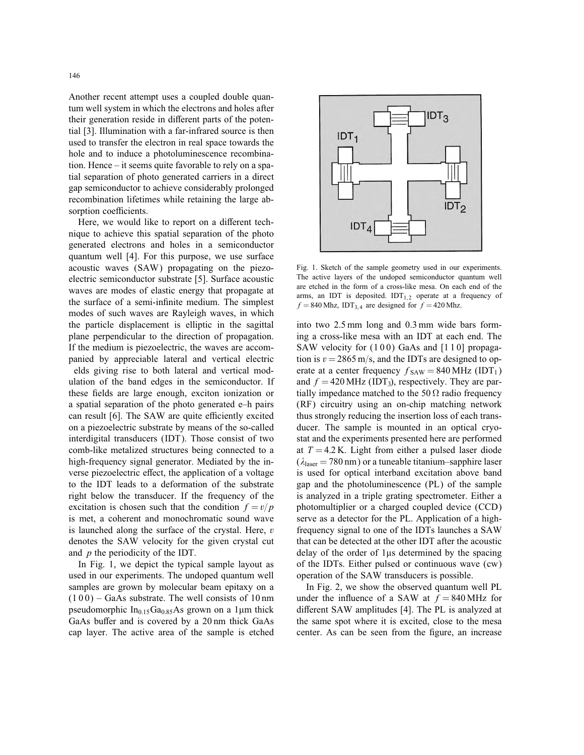Another recent attempt uses a coupled double quantum well system in which the electrons and holes after their generation reside in different parts of the potential [3]. Illumination with a far-infrared source is then used to transfer the electron in real space towards the hole and to induce a photoluminescence recombination. Hence – it seems quite favorable to rely on a spatial separation of photo generated carriers in a direct gap semiconductor to achieve considerably prolonged recombination lifetimes while retaining the large absorption coefficients.

Here, we would like to report on a different technique to achieve this spatial separation of the photo generated electrons and holes in a semiconductor quantum well [4]. For this purpose, we use surface acoustic waves (SAW) propagating on the piezoelectric semiconductor substrate [5]. Surface acoustic waves are modes of elastic energy that propagate at the surface of a semi-infinite medium. The simplest modes of such waves are Rayleigh waves, in which the particle displacement is elliptic in the sagittal plane perpendicular to the direction of propagation. If the medium is piezoelectric, the waves are accompanied by appreciable lateral and vertical electric elds giving rise to both lateral and vertical modulation of the band edges in the semiconductor. If these fields are large enough, exciton ionization or a spatial separation of the photo generated e–h pairs can result [6]. The SAW are quite efficiently excited on a piezoelectric substrate by means of the so-called interdigital transducers (IDT). Those consist of two comb-like metalized structures being connected to a high-frequency signal generator. Mediated by the inverse piezoelectric effect, the application of a voltage to the IDT leads to a deformation of the substrate right below the transducer. If the frequency of the excitation is chosen such that the condition $f = v/p$ is met, a coherent and monochromatic sound wave is launched along the surface of the crystal. Here, $v$ denotes the SAW velocity for the given crystal cut and $p$ the periodicity of the IDT.

In Fig. 1, we depict the typical sample layout as used in our experiments. The undoped quantum well samples are grown by molecular beam epitaxy on a (1 0 0) – GaAs substrate. The well consists of 10 nm pseudomorphic $In_{0.15}Ga_{0.85}As$ grown on a 1 μm thick GaAs buffer and is covered by a 20 nm thick GaAs cap layer. The active area of the sample is etched into two 2.5 mm long and 0.3 mm wide bars forming a cross-like mesa with an IDT at each end. The SAW velocity for (1 0 0) GaAs and [1 1 0] propagation is $v = 2865$ m/s, and the IDTs are designed to operate at a center frequency $f_{SAW} = 840$ MHz ($IDT_1$) and $f = 420$ MHz ($IDT_3$), respectively. They are partially impedance matched to the 50 Ω radio frequency (RF) circuitry using an on-chip matching network thus strongly reducing the insertion loss of each transducer. The sample is mounted in an optical cryostat and the experiments presented here are performed at $T = 4.2$ K. Light from either a pulsed laser diode ($\lambda_{laser} = 780$ nm) or a tuneable titanium–sapphire laser is used for optical interband excitation above band gap and the photoluminescence (PL) of the sample is analyzed in a triple grating spectrometer. Either a photomultiplier or a charged coupled device (CCD) serve as a detector for the PL. Application of a high-frequency signal to one of the IDTs launches a SAW that can be detected at the other IDT after the acoustic delay of the order of 1 μs determined by the spacing of the IDTs. Either pulsed or continuous wave (cw) operation of the SAW transducers is possible.

Fig. 1. Sketch of the sample geometry used in our experiments. The active layers of the undoped semiconductor quantum well are etched in the form of a cross-like mesa. On each end of the arms, an IDT is deposited. $IDT_{1,2}$ operate at a frequency of $f = 840$ Mhz, $IDT_{3,4}$ are designed for $f = 420$ Mhz.

In Fig. 2, we show the observed quantum well PL under the influence of a SAW at $f = 840$ MHz for different SAW amplitudes [4]. The PL is analyzed at the same spot where it is excited, close to the mesa center. As can be seen from the figure, an increase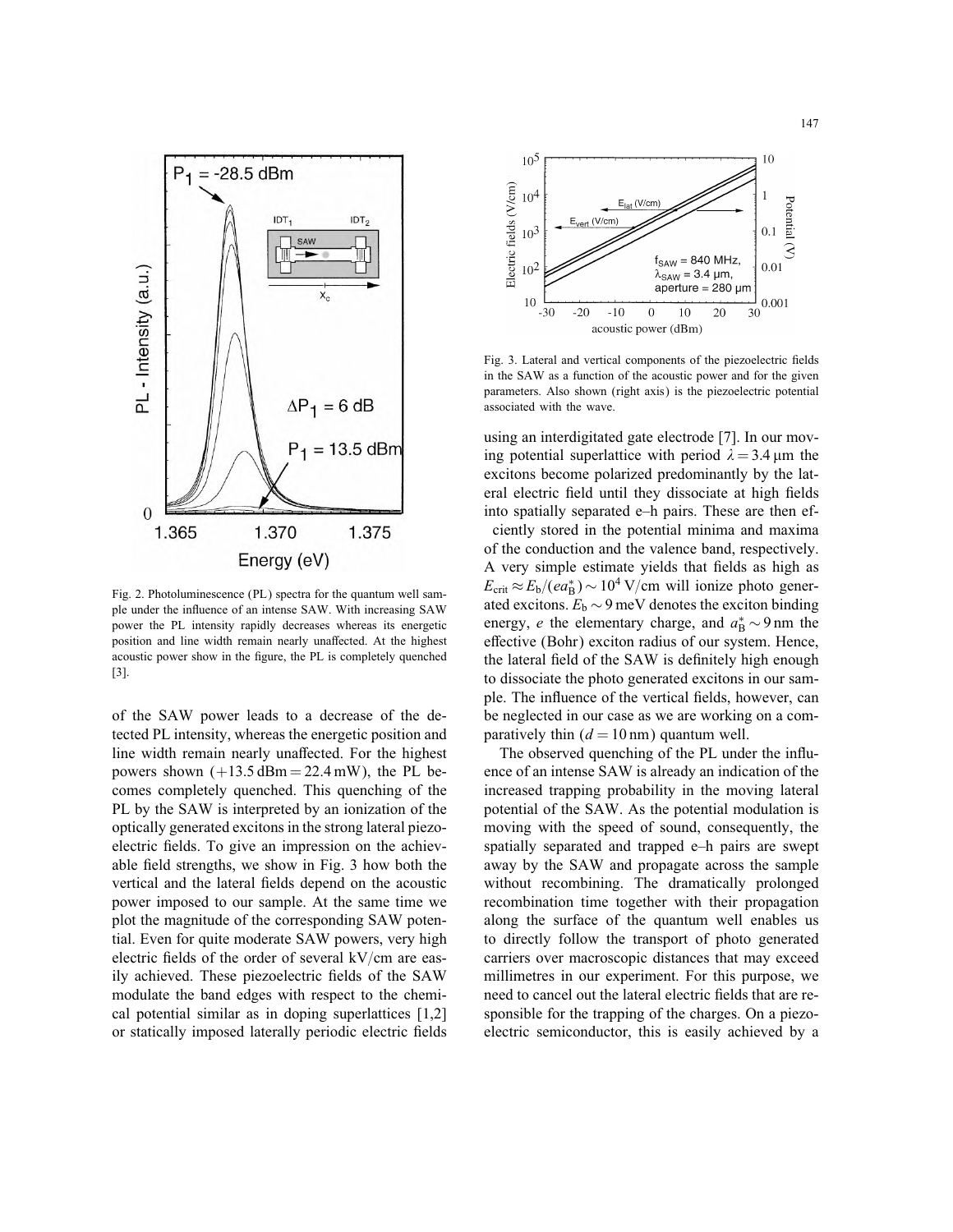Fig. 2. Photoluminescence (PL) spectra for the quantum well sample under the influence of an intense SAW. With increasing SAW power the PL intensity rapidly decreases whereas its energetic position and line width remain nearly unaffected. At the highest acoustic power show in the figure, the PL is completely quenched [3].

Fig. 3. Lateral and vertical components of the piezoelectric fields in the SAW as a function of the acoustic power and for the given parameters. Also shown (right axis) is the piezoelectric potential associated with the wave.

of the SAW power leads to a decrease of the detected PL intensity, whereas the energetic position and line width remain nearly unaffected. For the highest powers shown (+13.5 dBm = 22.4 mW), the PL becomes completely quenched. This quenching of the PL by the SAW is interpreted by an ionization of the optically generated excitons in the strong lateral piezoelectric fields. To give an impression on the achievable field strengths, we show in Fig. 3 how both the vertical and the lateral fields depend on the acoustic power imposed to our sample. At the same time we plot the magnitude of the corresponding SAW potential. Even for quite moderate SAW powers, very high electric fields of the order of several kV/cm are easily achieved. These piezoelectric fields of the SAW modulate the band edges with respect to the chemical potential similar as in doping superlattices [1,2] or statically imposed laterally periodic electric fields using an interdigitated gate electrode [7]. In our moving potential superlattice with period $\lambda = 3.4\,\mu\text{m}$ the excitons become polarized predominantly by the lateral electric field until they dissociate at high fields into spatially separated e–h pairs. These are then efficiently stored in the potential minima and maxima of the conduction and the valence band, respectively. A very simple estimate yields that fields as high as $E_{\text{crit}} \approx E_{\text{b}}/(ea_{\text{B}}^{*}) \sim 10^{4}\,\text{V/cm}$ will ionize photo generated excitons. $E_{\text{b}} \sim 9\,\text{meV}$ denotes the exciton binding energy, $e$ the elementary charge, and $a_{\text{B}}^{*} \sim 9\,\text{nm}$ the effective (Bohr) exciton radius of our system. Hence, the lateral field of the SAW is definitely high enough to dissociate the photo generated excitons in our sample. The influence of the vertical fields, however, can be neglected in our case as we are working on a comparatively thin ($d = 10\,\text{nm}$) quantum well.

The observed quenching of the PL under the influence of an intense SAW is already an indication of the increased trapping probability in the moving lateral potential of the SAW. As the potential modulation is moving with the speed of sound, consequently, the spatially separated and trapped e–h pairs are swept away by the SAW and propagate across the sample without recombining. The dramatically prolonged recombination time together with their propagation along the surface of the quantum well enables us to directly follow the transport of photo generated carriers over macroscopic distances that may exceed millimetres in our experiment. For this purpose, we need to cancel out the lateral electric fields that are responsible for the trapping of the charges. On a piezoelectric semiconductor, this is easily achieved by a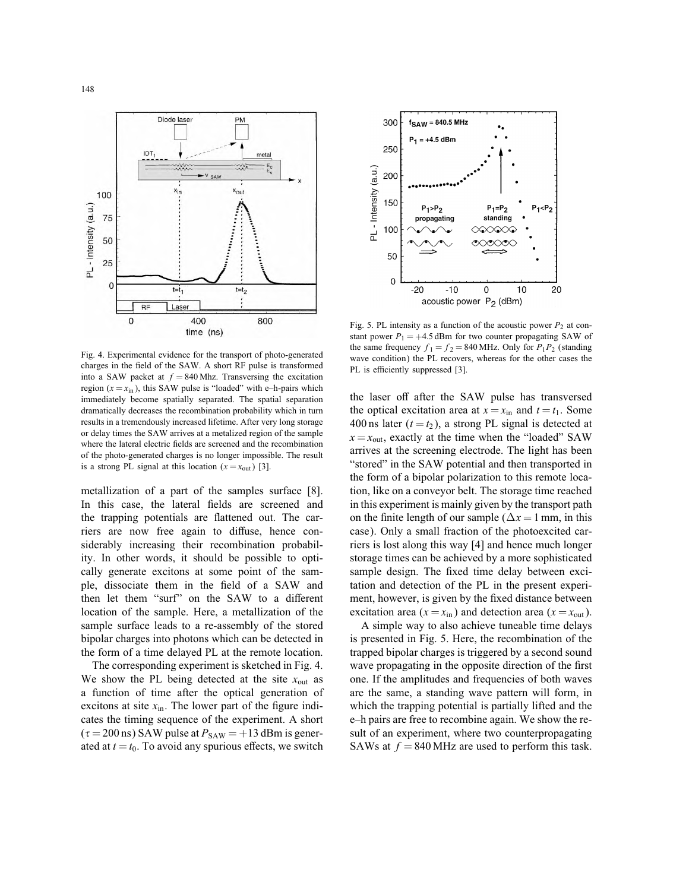Fig. 4. Experimental evidence for the transport of photo-generated charges in the field of the SAW. A short RF pulse is transformed into a SAW packet at $f = 840$ Mhz. Transversing the excitation region ($x = x_{in}$), this SAW pulse is "loaded" with e–h-pairs which immediately become spatially separated. The spatial separation dramatically decreases the recombination probability which in turn results in a tremendously increased lifetime. After very long storage or delay times the SAW arrives at a metalized region of the sample where the lateral electric fields are screened and the recombination of the photo-generated charges is no longer impossible. The result is a strong PL signal at this location ($x = x_{out}$) [3].

Fig. 5. PL intensity as a function of the acoustic power $P_2$ at constant power $P_1 = +4.5$ dBm for two counter propagating SAW of the same frequency $f_1 = f_2 = 840$ MHz. Only for $P_1 P_2$ (standing wave condition) the PL recovers, whereas for the other cases the PL is efficiently suppressed [3].

metallization of a part of the samples surface [8]. In this case, the lateral fields are screened and the trapping potentials are flattened out. The carriers are now free again to diffuse, hence considerably increasing their recombination probability. In other words, it should be possible to optically generate excitons at some point of the sample, dissociate them in the field of a SAW and then let them "surf" on the SAW to a different location of the sample. Here, a metallization of the sample surface leads to a re-assembly of the stored bipolar charges into photons which can be detected in the form of a time delayed PL at the remote location.

The corresponding experiment is sketched in Fig. 4. We show the PL being detected at the site $x_{out}$ as a function of time after the optical generation of excitons at site $x_{in}$. The lower part of the figure indicates the timing sequence of the experiment. A short ($\tau = 200$ ns) SAW pulse at $P_{SAW} = +13$ dBm is generated at $t = t_0$. To avoid any spurious effects, we switch the laser off after the SAW pulse has transversed the optical excitation area at $x = x_{in}$ and $t = t_1$. Some 400 ns later ($t = t_2$), a strong PL signal is detected at $x = x_{out}$, exactly at the time when the "loaded" SAW arrives at the screening electrode. The light has been "stored" in the SAW potential and then transported in the form of a bipolar polarization to this remote location, like on a conveyor belt. The storage time reached in this experiment is mainly given by the transport path on the finite length of our sample ($\Delta x = 1$ mm, in this case). Only a small fraction of the photoexcited carriers is lost along this way [4] and hence much longer storage times can be achieved by a more sophisticated sample design. The fixed time delay between excitation and detection of the PL in the present experiment, however, is given by the fixed distance between excitation area ($x = x_{in}$) and detection area ($x = x_{out}$).

A simple way to also achieve tuneable time delays is presented in Fig. 5. Here, the recombination of the trapped bipolar charges is triggered by a second sound wave propagating in the opposite direction of the first one. If the amplitudes and frequencies of both waves are the same, a standing wave pattern will form, in which the trapping potential is partially lifted and the e–h pairs are free to recombine again. We show the result of an experiment, where two counterpropagating SAWs at $f = 840$ MHz are used to perform this task.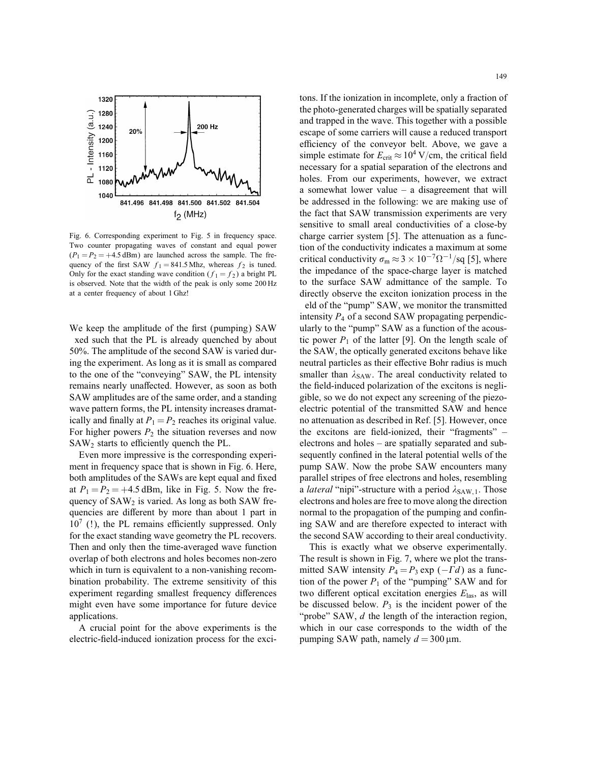Fig. 6. Corresponding experiment to Fig. 5 in frequency space. Two counter propagating waves of constant and equal power ($P_1 = P_2 = +4.5\,\text{dBm}$) are launched across the sample. The frequency of the first SAW $f_1 = 841.5\,\text{Mhz}$, whereas $f_2$ is tuned. Only for the exact standing wave condition ($f_1 = f_2$) a bright PL is observed. Note that the width of the peak is only some 200 Hz at a center frequency of about 1 Ghz!

We keep the amplitude of the first (pumping) SAW xed such that the PL is already quenched by about 50%. The amplitude of the second SAW is varied during the experiment. As long as it is small as compared to the one of the "conveying" SAW, the PL intensity remains nearly unaffected. However, as soon as both SAW amplitudes are of the same order, and a standing wave pattern forms, the PL intensity increases dramatically and finally at $P_1 = P_2$ reaches its original value. For higher powers $P_2$ the situation reverses and now $\text{SAW}_2$ starts to efficiently quench the PL.

Even more impressive is the corresponding experiment in frequency space that is shown in Fig. 6. Here, both amplitudes of the SAWs are kept equal and fixed at $P_1 = P_2 = +4.5\,\text{dBm}$, like in Fig. 5. Now the frequency of $\text{SAW}_2$ is varied. As long as both SAW frequencies are different by more than about 1 part in $10^7$ (!), the PL remains efficiently suppressed. Only for the exact standing wave geometry the PL recovers. Then and only then the time-averaged wave function overlap of both electrons and holes becomes non-zero which in turn is equivalent to a non-vanishing recombination probability. The extreme sensitivity of this experiment regarding smallest frequency differences might even have some importance for future device applications.

A crucial point for the above experiments is the electric-field-induced ionization process for the excitons. If the ionization in incomplete, only a fraction of the photo-generated charges will be spatially separated and trapped in the wave. This together with a possible escape of some carriers will cause a reduced transport efficiency of the conveyor belt. Above, we gave a simple estimate for $E_{\text{crit}} \approx 10^4\,\text{V/cm}$, the critical field necessary for a spatial separation of the electrons and holes. From our experiments, however, we extract a somewhat lower value – a disagreement that will be addressed in the following: we are making use of the fact that SAW transmission experiments are very sensitive to small areal conductivities of a close-by charge carrier system [5]. The attenuation as a function of the conductivity indicates a maximum at some critical conductivity $\sigma_m \approx 3 \times 10^{-7}\,\Omega^{-1}/\text{sq}$ [5], where the impedance of the space-charge layer is matched to the surface SAW admittance of the sample. To directly observe the exciton ionization process in the eld of the "pump" SAW, we monitor the transmitted intensity $P_4$ of a second SAW propagating perpendicularly to the "pump" SAW as a function of the acoustic power $P_1$ of the latter [9]. On the length scale of the SAW, the optically generated excitons behave like neutral particles as their effective Bohr radius is much smaller than $\lambda_{\text{SAW}}$. The areal conductivity related to the field-induced polarization of the excitons is negligible, so we do not expect any screening of the piezoelectric potential of the transmitted SAW and hence no attenuation as described in Ref. [5]. However, once the excitons are field-ionized, their "fragments" – electrons and holes – are spatially separated and subsequently confined in the lateral potential wells of the pump SAW. Now the probe SAW encounters many parallel stripes of free electrons and holes, resembling a *lateral* "nipi"-structure with a period $\lambda_{\text{SAW},1}$. Those electrons and holes are free to move along the direction normal to the propagation of the pumping and confining SAW and are therefore expected to interact with the second SAW according to their areal conductivity.

This is exactly what we observe experimentally. The result is shown in Fig. 7, where we plot the transmitted SAW intensity $P_4 = P_3 \exp(-\Gamma d)$ as a function of the power $P_1$ of the "pumping" SAW and for two different optical excitation energies $E_{\text{las}}$, as will be discussed below. $P_3$ is the incident power of the "probe" SAW, $d$ the length of the interaction region, which in our case corresponds to the width of the pumping SAW path, namely $d = 300\,\mu\text{m}$.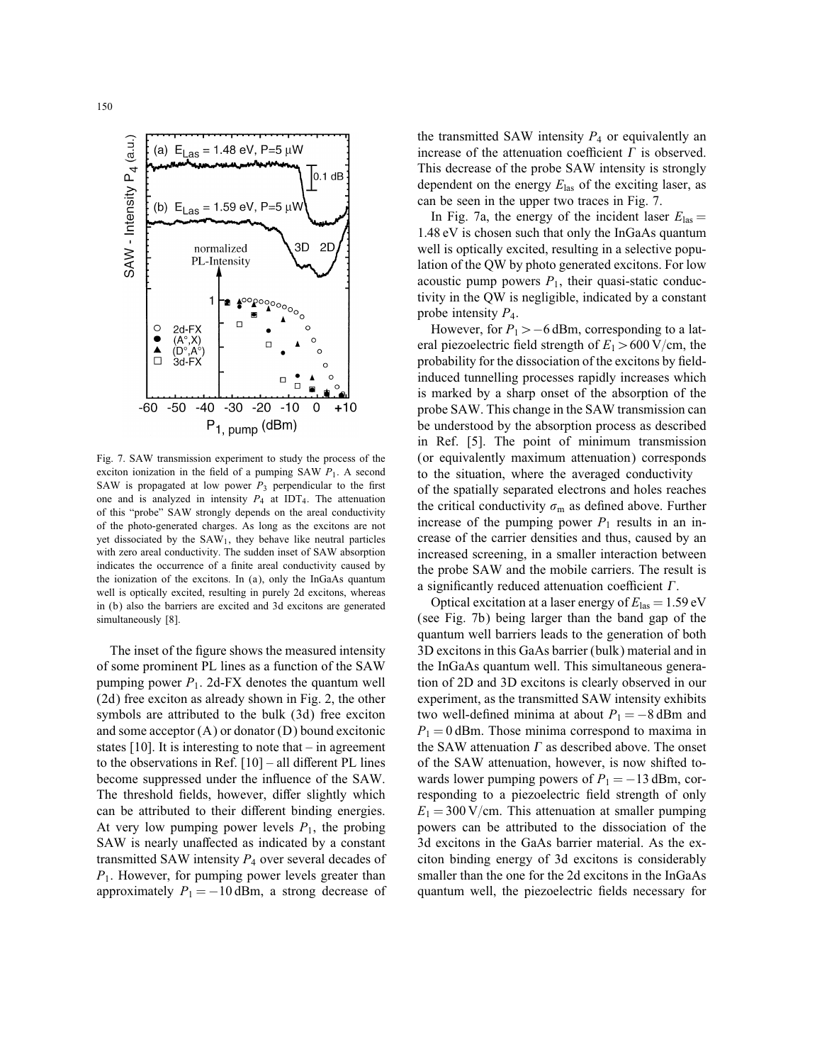Fig. 7. SAW transmission experiment to study the process of the exciton ionization in the field of a pumping SAW $P_1$. A second SAW is propagated at low power $P_3$ perpendicular to the first one and is analyzed in intensity $P_4$ at IDT$_4$. The attenuation of this "probe" SAW strongly depends on the areal conductivity of the photo-generated charges. As long as the excitons are not yet dissociated by the SAW$_1$, they behave like neutral particles with zero areal conductivity. The sudden inset of SAW absorption indicates the occurrence of a finite areal conductivity caused by the ionization of the excitons. In (a), only the InGaAs quantum well is optically excited, resulting in purely 2d excitons, whereas in (b) also the barriers are excited and 3d excitons are generated simultaneously [8].

The inset of the figure shows the measured intensity of some prominent PL lines as a function of the SAW pumping power $P_1$. 2d-FX denotes the quantum well (2d) free exciton as already shown in Fig. 2, the other symbols are attributed to the bulk (3d) free exciton and some acceptor (A) or donator (D) bound excitonic states [10]. It is interesting to note that – in agreement to the observations in Ref. [10] – all different PL lines become suppressed under the influence of the SAW. The threshold fields, however, differ slightly which can be attributed to their different binding energies. At very low pumping power levels $P_1$, the probing SAW is nearly unaffected as indicated by a constant transmitted SAW intensity $P_4$ over several decades of $P_1$. However, for pumping power levels greater than approximately $P_1 = -10\,\text{dBm}$, a strong decrease of the transmitted SAW intensity $P_4$ or equivalently an increase of the attenuation coefficient $\Gamma$ is observed. This decrease of the probe SAW intensity is strongly dependent on the energy $E_{\text{las}}$ of the exciting laser, as can be seen in the upper two traces in Fig. 7.

In Fig. 7a, the energy of the incident laser $E_{\text{las}} = 1.48\,\text{eV}$ is chosen such that only the InGaAs quantum well is optically excited, resulting in a selective population of the QW by photo generated excitons. For low acoustic pump powers $P_1$, their quasi-static conductivity in the QW is negligible, indicated by a constant probe intensity $P_4$.

However, for $P_1 > -6\,\text{dBm}$, corresponding to a lateral piezoelectric field strength of $E_1 > 600\,\text{V/cm}$, the probability for the dissociation of the excitons by field-induced tunnelling processes rapidly increases which is marked by a sharp onset of the absorption of the probe SAW. This change in the SAW transmission can be understood by the absorption process as described in Ref. [5]. The point of minimum transmission (or equivalently maximum attenuation) corresponds to the situation, where the averaged conductivity of the spatially separated electrons and holes reaches the critical conductivity $\sigma_m$ as defined above. Further increase of the pumping power $P_1$ results in an increase of the carrier densities and thus, caused by an increased screening, in a smaller interaction between the probe SAW and the mobile carriers. The result is a significantly reduced attenuation coefficient $\Gamma$.

Optical excitation at a laser energy of $E_{\text{las}} = 1.59\,\text{eV}$ (see Fig. 7b) being larger than the band gap of the quantum well barriers leads to the generation of both 3D excitons in this GaAs barrier (bulk) material and in the InGaAs quantum well. This simultaneous generation of 2D and 3D excitons is clearly observed in our experiment, as the transmitted SAW intensity exhibits two well-defined minima at about $P_1 = -8\,\text{dBm}$ and $P_1 = 0\,\text{dBm}$. Those minima correspond to maxima in the SAW attenuation $\Gamma$ as described above. The onset of the SAW attenuation, however, is now shifted towards lower pumping powers of $P_1 = -13\,\text{dBm}$, corresponding to a piezoelectric field strength of only $E_1 = 300\,\text{V/cm}$. This attenuation at smaller pumping powers can be attributed to the dissociation of the 3d excitons in the GaAs barrier material. As the exciton binding energy of 3d excitons is considerably smaller than the one for the 2d excitons in the InGaAs quantum well, the piezoelectric fields necessary for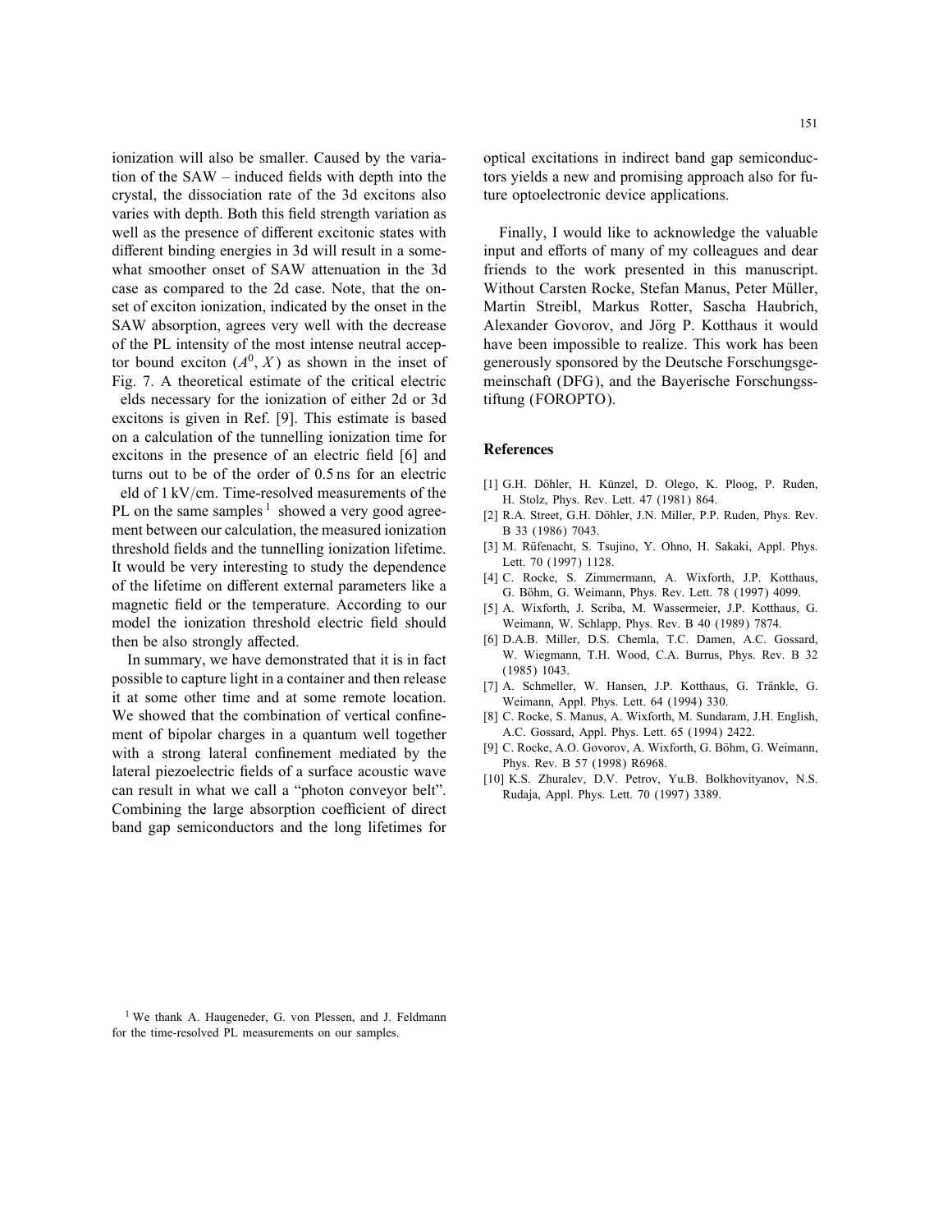ionization will also be smaller. Caused by the variation of the SAW – induced fields with depth into the crystal, the dissociation rate of the 3d excitons also varies with depth. Both this field strength variation as well as the presence of different excitonic states with different binding energies in 3d will result in a somewhat smoother onset of SAW attenuation in the 3d case as compared to the 2d case. Note, that the onset of exciton ionization, indicated by the onset in the SAW absorption, agrees very well with the decrease of the PL intensity of the most intense neutral acceptor bound exciton ($A^0, X$) as shown in the inset of Fig. 7. A theoretical estimate of the critical electric elds necessary for the ionization of either 2d or 3d excitons is given in Ref. [9]. This estimate is based on a calculation of the tunnelling ionization time for excitons in the presence of an electric field [6] and turns out to be of the order of 0.5 ns for an electric eld of 1 kV/cm. Time-resolved measurements of the PL on the same samples [1] showed a very good agreement between our calculation, the measured ionization threshold fields and the tunnelling ionization lifetime. It would be very interesting to study the dependence of the lifetime on different external parameters like a magnetic field or the temperature. According to our model the ionization threshold electric field should then be also strongly affected.

In summary, we have demonstrated that it is in fact possible to capture light in a container and then release it at some other time and at some remote location. We showed that the combination of vertical confinement of bipolar charges in a quantum well together with a strong lateral confinement mediated by the lateral piezoelectric fields of a surface acoustic wave can result in what we call a “photon conveyor belt”. Combining the large absorption coefficient of direct band gap semiconductors and the long lifetimes for optical excitations in indirect band gap semiconductors yields a new and promising approach also for future optoelectronic device applications.

Finally, I would like to acknowledge the valuable input and efforts of many of my colleagues and dear friends to the work presented in this manuscript. Without Carsten Rocke, Stefan Manus, Peter Müller, Martin Streibl, Markus Rotter, Sascha Haubrich, Alexander Govorov, and Jörg P. Kotthaus it would have been impossible to realize. This work has been generously sponsored by the Deutsche Forschungsgemeinschaft (DFG), and the Bayerische Forschungsstiftung (FOROPTO).

## References

[1] G.H. Döhler, W. Künzel, D. Olego, K. Ploog, P. Ruden, H. Stolz, Phys. Rev. Lett. 47 (1981) 864.

[2] R.A. Street, G.H. Döhler, J.N. Miller, P.P. Ruden, Phys. Rev. B 33 (1986) 7043.

[3] M. Rüfenacht, S. Tsujino, Y. Ohno, H. Sakaki, Appl. Phys. Lett. 70 (1997) 1128.

[4] C. Rocke, S. Zimmermann, A. Wixforth, J.P. Kotthaus, G. Böhm, G. Weimann, Phys. Rev. Lett. 78 (1997) 4099.

[5] A. Wixforth, J. Scriba, M. Wassermeier, J.P. Kotthaus, G. Weimann, W. Schlapp, Phys. Rev. B 40 (1989) 7874.

[6] D.A.B. Miller, D.S. Chemla, T.C. Damen, A.C. Gossard, W. Wiegmann, T.H. Wood, C.A. Burrus, Phys. Rev. B 32 (1985) 1043.

[7] A. Schmeller, W. Hansen, J.P. Kotthaus, G. Tränkle, G. Weimann, Appl. Phys. Lett. 64 (1994) 330.

[8] C. Rocke, S. Manus, A. Wixforth, M. Sundaram, J.H. English, A.C. Gossard, Appl. Phys. Lett. 65 (1994) 2422.

[9] C. Rocke, A.O. Govorov, A. Wixforth, G. Böhm, G. Weimann, Phys. Rev. B 57 (1998) R6968.

[10] K.S. Zhuralev, D.V. Petrov, Yu.B. Bolkhovityanov, N.S. Rudaja, Appl. Phys. Lett. 70 (1997) 3389.

[1] We thank A. Haugeneder, G. von Plessen, and J. Feldmann for the time-resolved PL measurements on our samples.